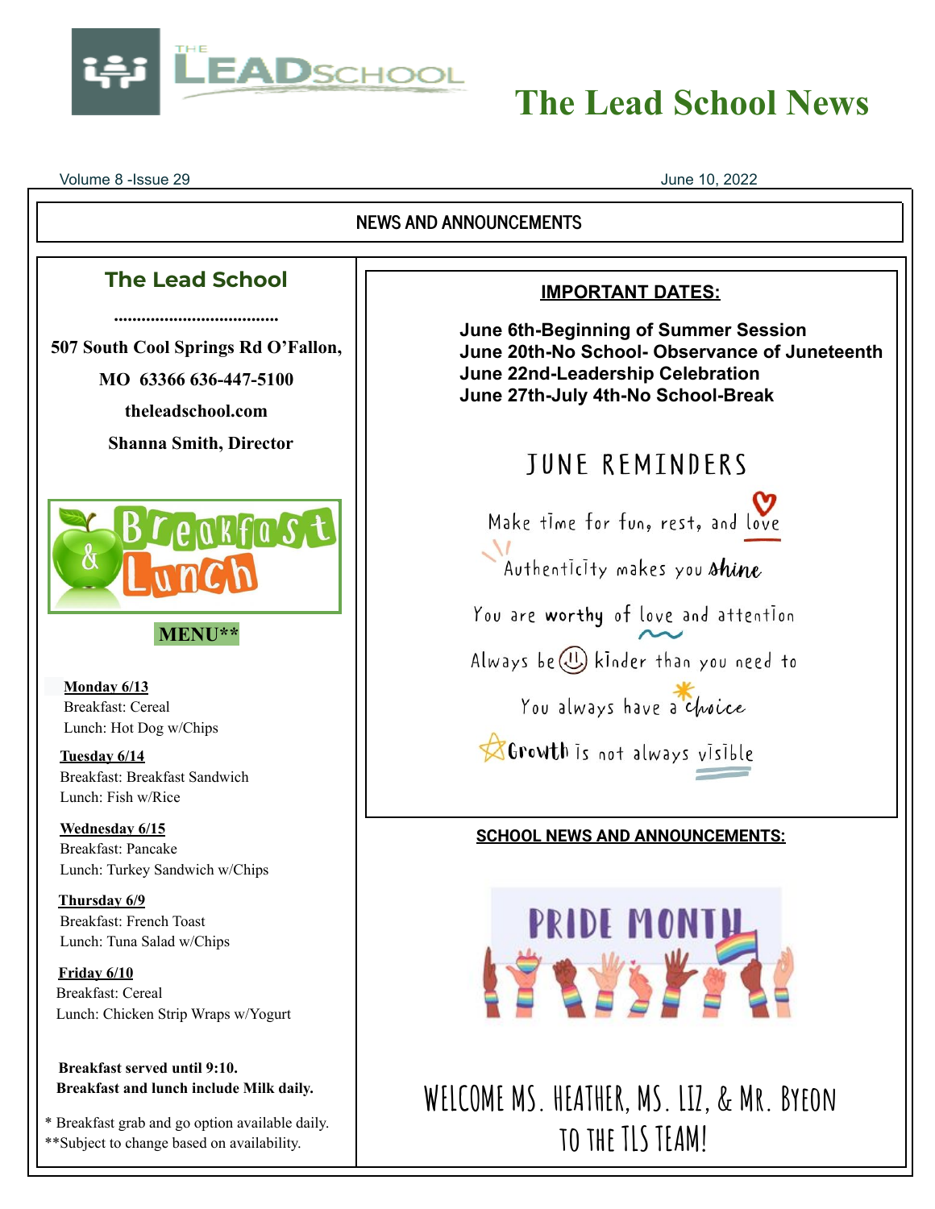# The Lead School News

Volume 8 -Issue 29

June 10, 2022

## NEWS AND ANNOUNCEMENTS

### The Lead School

....................................

**507 South Cool Springs Rd O'Fallon, MO 63366 636-447-5100**

**theleadschool.com**

**Shanna Smith, Director**

Breakfast & Lunch

**MENU****

**Monday 6/13**
Breakfast: Cereal
Lunch: Hot Dog w/Chips

**Tuesday 6/14**
Breakfast: Breakfast Sandwich
Lunch: Fish w/Rice

**Wednesday 6/15**
Breakfast: Pancake
Lunch: Turkey Sandwich w/Chips

**Thursday 6/9**
Breakfast: French Toast
Lunch: Tuna Salad w/Chips

**Friday 6/10**
Breakfast: Cereal
Lunch: Chicken Strip Wraps w/Yogurt

**Breakfast served until 9:10.**
**Breakfast and lunch include Milk daily.**

* Breakfast grab and go option available daily.
**Subject to change based on availability.

### IMPORTANT DATES:

**June 6th-Beginning of Summer Session**
**June 20th-No School- Observance of Juneteenth**
**June 22nd-Leadership Celebration**
**June 27th-July 4th-No School-Break**

### JUNE REMINDERS

Make time for fun, rest, and love

Authenticity makes you shine

You are worthy of love and attention

Always be kinder than you need to

You always have a choice

Growth is not always visible

### SCHOOL NEWS AND ANNOUNCEMENTS:

PRIDE MONTH

WELCOME MS. HEATHER, MS. LIZ, & MR. BYEON TO THE TLS TEAM!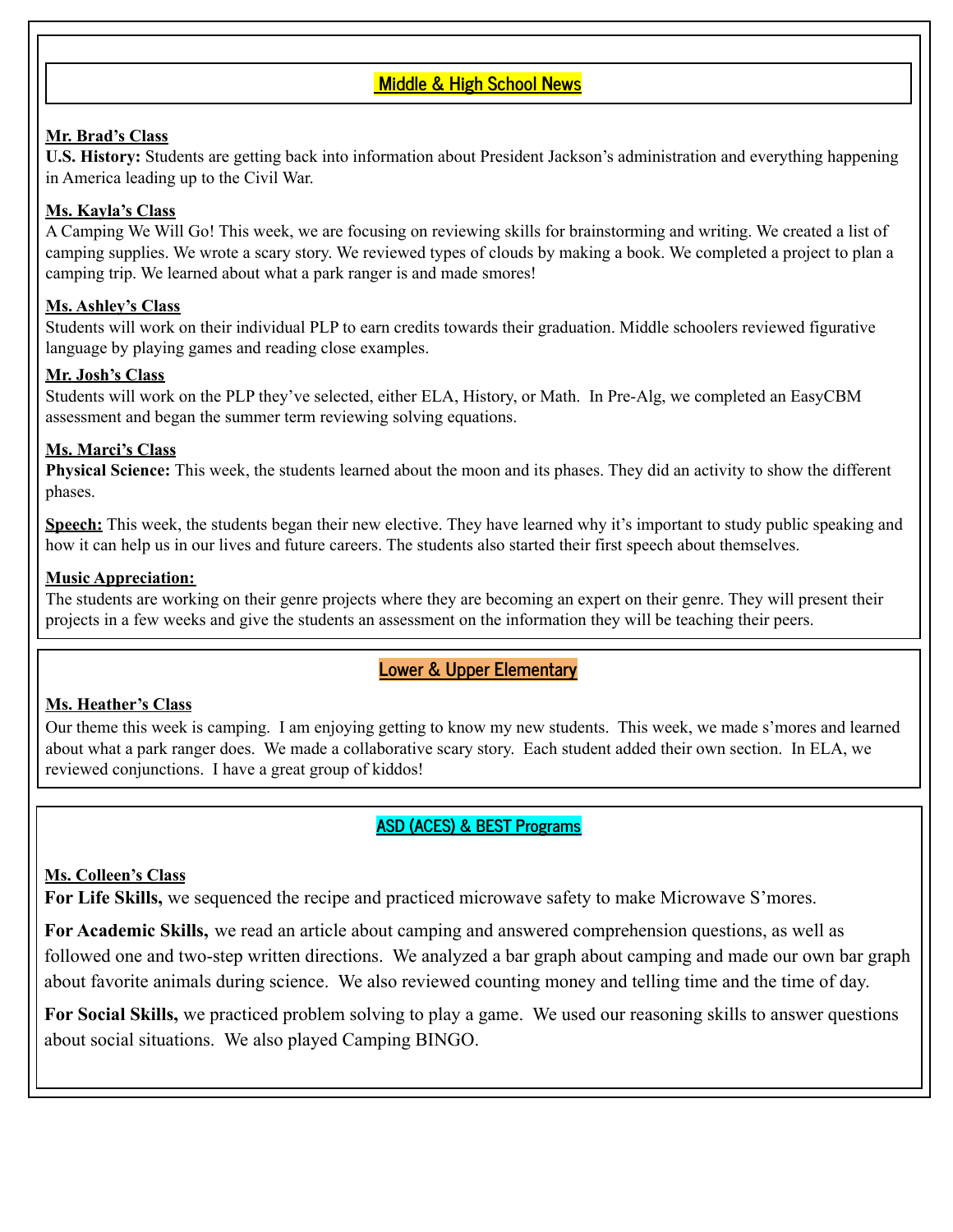## Middle & High School News

**Mr. Brad's Class**

**U.S. History:** Students are getting back into information about President Jackson's administration and everything happening in America leading up to the Civil War.

**Ms. Kayla's Class**

A Camping We Will Go! This week, we are focusing on reviewing skills for brainstorming and writing. We created a list of camping supplies. We wrote a scary story. We reviewed types of clouds by making a book. We completed a project to plan a camping trip. We learned about what a park ranger is and made smores!

**Ms. Ashley's Class**

Students will work on their individual PLP to earn credits towards their graduation. Middle schoolers reviewed figurative language by playing games and reading close examples.

**Mr. Josh's Class**

Students will work on the PLP they've selected, either ELA, History, or Math. In Pre-Alg, we completed an EasyCBM assessment and began the summer term reviewing solving equations.

**Ms. Marci's Class**

**Physical Science:** This week, the students learned about the moon and its phases. They did an activity to show the different phases.

**Speech:** This week, the students began their new elective. They have learned why it's important to study public speaking and how it can help us in our lives and future careers. The students also started their first speech about themselves.

**Music Appreciation:**

The students are working on their genre projects where they are becoming an expert on their genre. They will present their projects in a few weeks and give the students an assessment on the information they will be teaching their peers.

## Lower & Upper Elementary

**Ms. Heather's Class**

Our theme this week is camping. I am enjoying getting to know my new students. This week, we made s'mores and learned about what a park ranger does. We made a collaborative scary story. Each student added their own section. In ELA, we reviewed conjunctions. I have a great group of kiddos!

## ASD (ACES) & BEST Programs

**Ms. Colleen's Class**

**For Life Skills,** we sequenced the recipe and practiced microwave safety to make Microwave S'mores.

**For Academic Skills,** we read an article about camping and answered comprehension questions, as well as followed one and two-step written directions. We analyzed a bar graph about camping and made our own bar graph about favorite animals during science. We also reviewed counting money and telling time and the time of day.

**For Social Skills,** we practiced problem solving to play a game. We used our reasoning skills to answer questions about social situations. We also played Camping BINGO.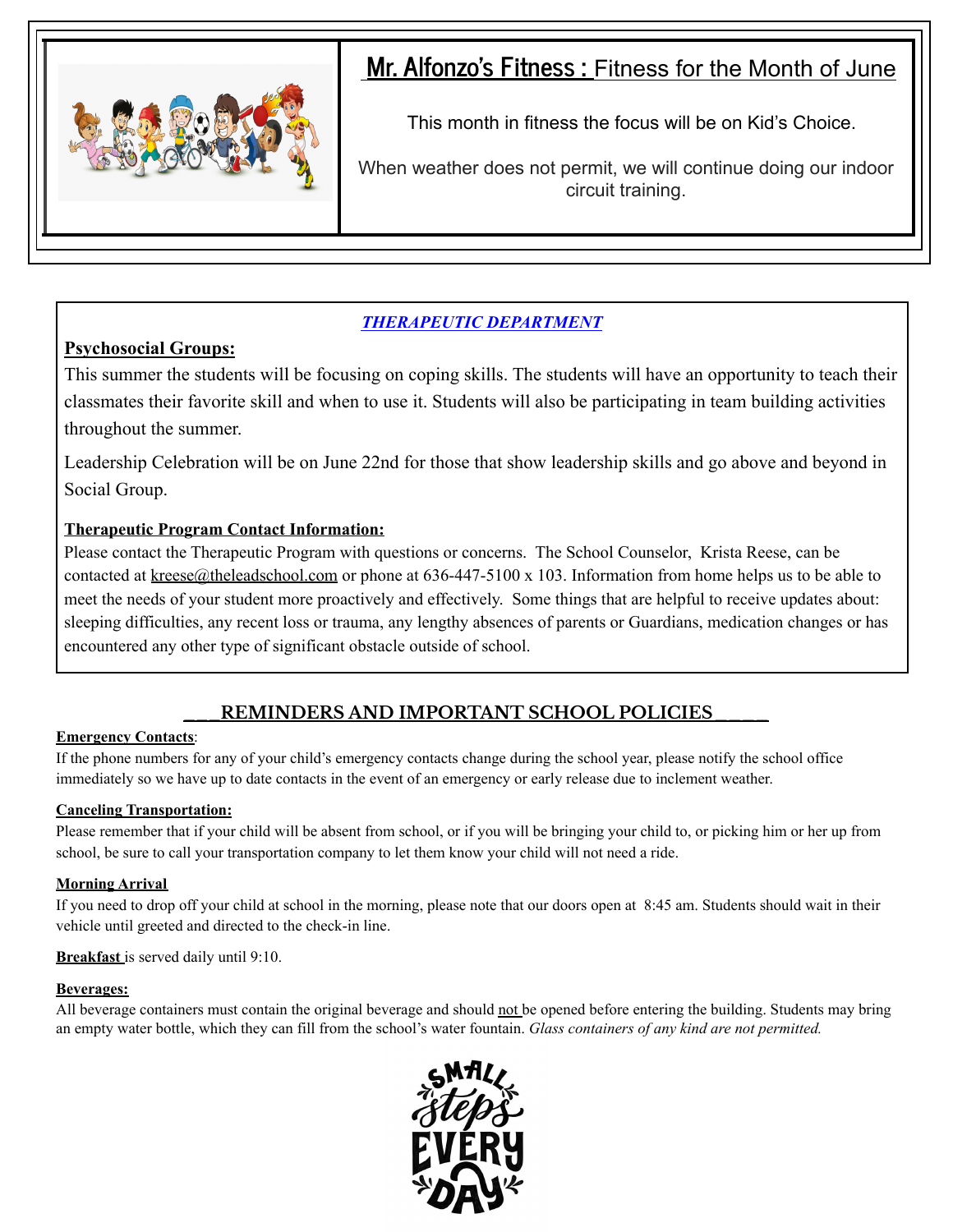## Mr. Alfonzo's Fitness : Fitness for the Month of June

This month in fitness the focus will be on Kid's Choice.

When weather does not permit, we will continue doing our indoor circuit training.

## *THERAPEUTIC DEPARTMENT*

**Psychosocial Groups:**

This summer the students will be focusing on coping skills. The students will have an opportunity to teach their classmates their favorite skill and when to use it. Students will also be participating in team building activities throughout the summer.

Leadership Celebration will be on June 22nd for those that show leadership skills and go above and beyond in Social Group.

**Therapeutic Program Contact Information:**

Please contact the Therapeutic Program with questions or concerns. The School Counselor, Krista Reese, can be contacted at kreese@theleadschool.com or phone at 636-447-5100 x 103. Information from home helps us to be able to meet the needs of your student more proactively and effectively. Some things that are helpful to receive updates about: sleeping difficulties, any recent loss or trauma, any lengthy absences of parents or Guardians, medication changes or has encountered any other type of significant obstacle outside of school.

## REMINDERS AND IMPORTANT SCHOOL POLICIES

**Emergency Contacts**:

If the phone numbers for any of your child's emergency contacts change during the school year, please notify the school office immediately so we have up to date contacts in the event of an emergency or early release due to inclement weather.

**Canceling Transportation:**

Please remember that if your child will be absent from school, or if you will be bringing your child to, or picking him or her up from school, be sure to call your transportation company to let them know your child will not need a ride.

**Morning Arrival**

If you need to drop off your child at school in the morning, please note that our doors open at 8:45 am. Students should wait in their vehicle until greeted and directed to the check-in line.

**Breakfast** is served daily until 9:10.

**Beverages:**

All beverage containers must contain the original beverage and should not be opened before entering the building. Students may bring an empty water bottle, which they can fill from the school's water fountain. *Glass containers of any kind are not permitted.*

SMALL steps EVERY DAY